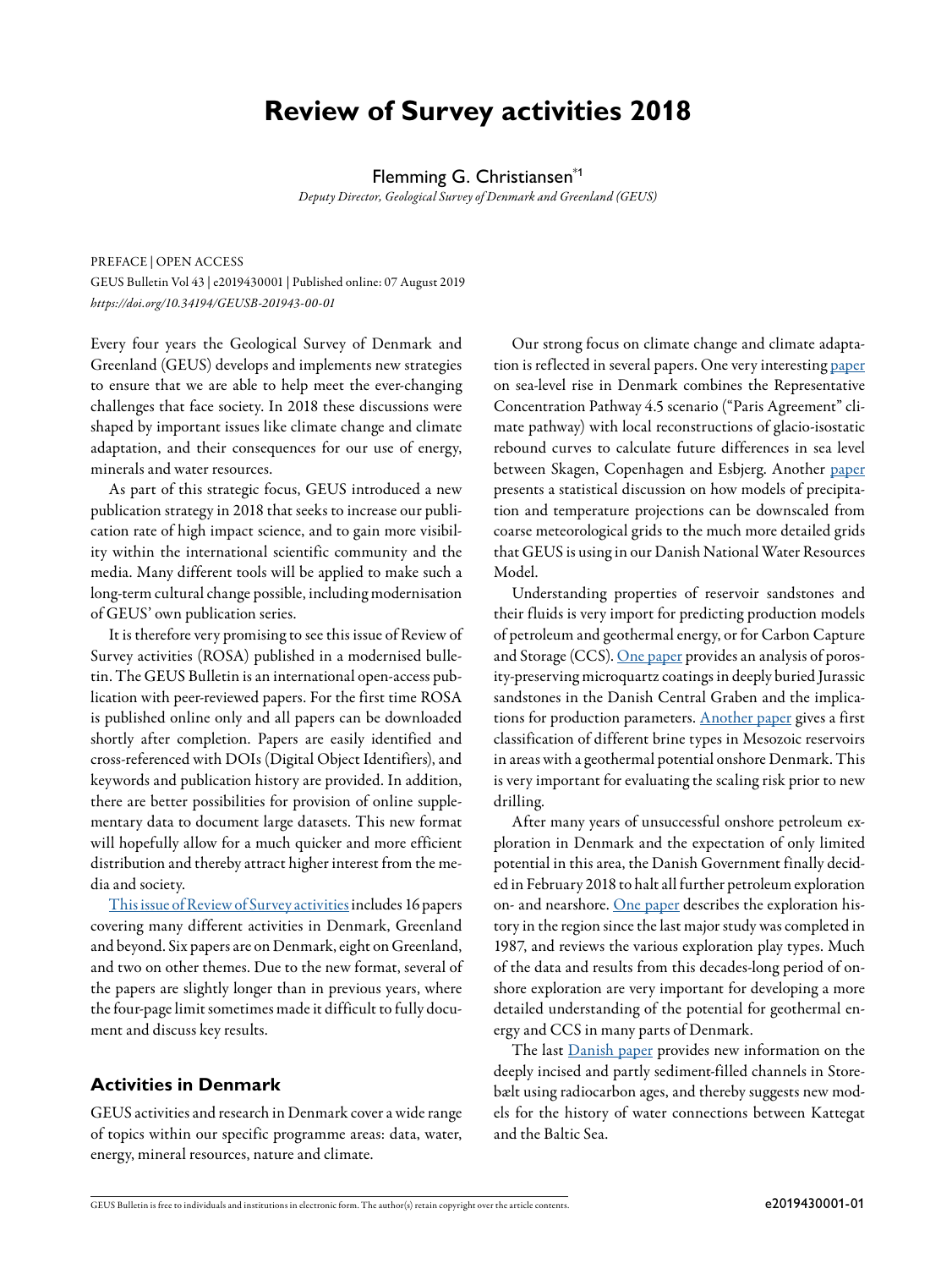# Review of Survey activities 2018

Flemming G. Christiansen[*1]

*Deputy Director, Geological Survey of Denmark and Greenland (GEUS)*

PREFACE | OPEN ACCESS

GEUS Bulletin Vol 43 | e2019430001 | Published online: 07 August 2019

*https://doi.org/10.34194/GEUSB-201943-00-01*

Every four years the Geological Survey of Denmark and Greenland (GEUS) develops and implements new strategies to ensure that we are able to help meet the ever-changing challenges that face society. In 2018 these discussions were shaped by important issues like climate change and climate adaptation, and their consequences for our use of energy, minerals and water resources.

As part of this strategic focus, GEUS introduced a new publication strategy in 2018 that seeks to increase our publication rate of high impact science, and to gain more visibility within the international scientific community and the media. Many different tools will be applied to make such a long-term cultural change possible, including modernisation of GEUS' own publication series.

It is therefore very promising to see this issue of Review of Survey activities (ROSA) published in a modernised bulletin. The GEUS Bulletin is an international open-access publication with peer-reviewed papers. For the first time ROSA is published online only and all papers can be downloaded shortly after completion. Papers are easily identified and cross-referenced with DOIs (Digital Object Identifiers), and keywords and publication history are provided. In addition, there are better possibilities for provision of online supplementary data to document large datasets. This new format will hopefully allow for a much quicker and more efficient distribution and thereby attract higher interest from the media and society.

This issue of Review of Survey activities includes 16 papers covering many different activities in Denmark, Greenland and beyond. Six papers are on Denmark, eight on Greenland, and two on other themes. Due to the new format, several of the papers are slightly longer than in previous years, where the four-page limit sometimes made it difficult to fully document and discuss key results.

## Activities in Denmark

GEUS activities and research in Denmark cover a wide range of topics within our specific programme areas: data, water, energy, mineral resources, nature and climate.

Our strong focus on climate change and climate adaptation is reflected in several papers. One very interesting paper on sea-level rise in Denmark combines the Representative Concentration Pathway 4.5 scenario ("Paris Agreement" climate pathway) with local reconstructions of glacio-isostatic rebound curves to calculate future differences in sea level between Skagen, Copenhagen and Esbjerg. Another paper presents a statistical discussion on how models of precipitation and temperature projections can be downscaled from coarse meteorological grids to the much more detailed grids that GEUS is using in our Danish National Water Resources Model.

Understanding properties of reservoir sandstones and their fluids is very import for predicting production models of petroleum and geothermal energy, or for Carbon Capture and Storage (CCS). One paper provides an analysis of porosity-preserving microquartz coatings in deeply buried Jurassic sandstones in the Danish Central Graben and the implications for production parameters. Another paper gives a first classification of different brine types in Mesozoic reservoirs in areas with a geothermal potential onshore Denmark. This is very important for evaluating the scaling risk prior to new drilling.

After many years of unsuccessful onshore petroleum exploration in Denmark and the expectation of only limited potential in this area, the Danish Government finally decided in February 2018 to halt all further petroleum exploration on- and nearshore. One paper describes the exploration history in the region since the last major study was completed in 1987, and reviews the various exploration play types. Much of the data and results from this decades-long period of onshore exploration are very important for developing a more detailed understanding of the potential for geothermal energy and CCS in many parts of Denmark.

The last Danish paper provides new information on the deeply incised and partly sediment-filled channels in Storebælt using radiocarbon ages, and thereby suggests new models for the history of water connections between Kattegat and the Baltic Sea.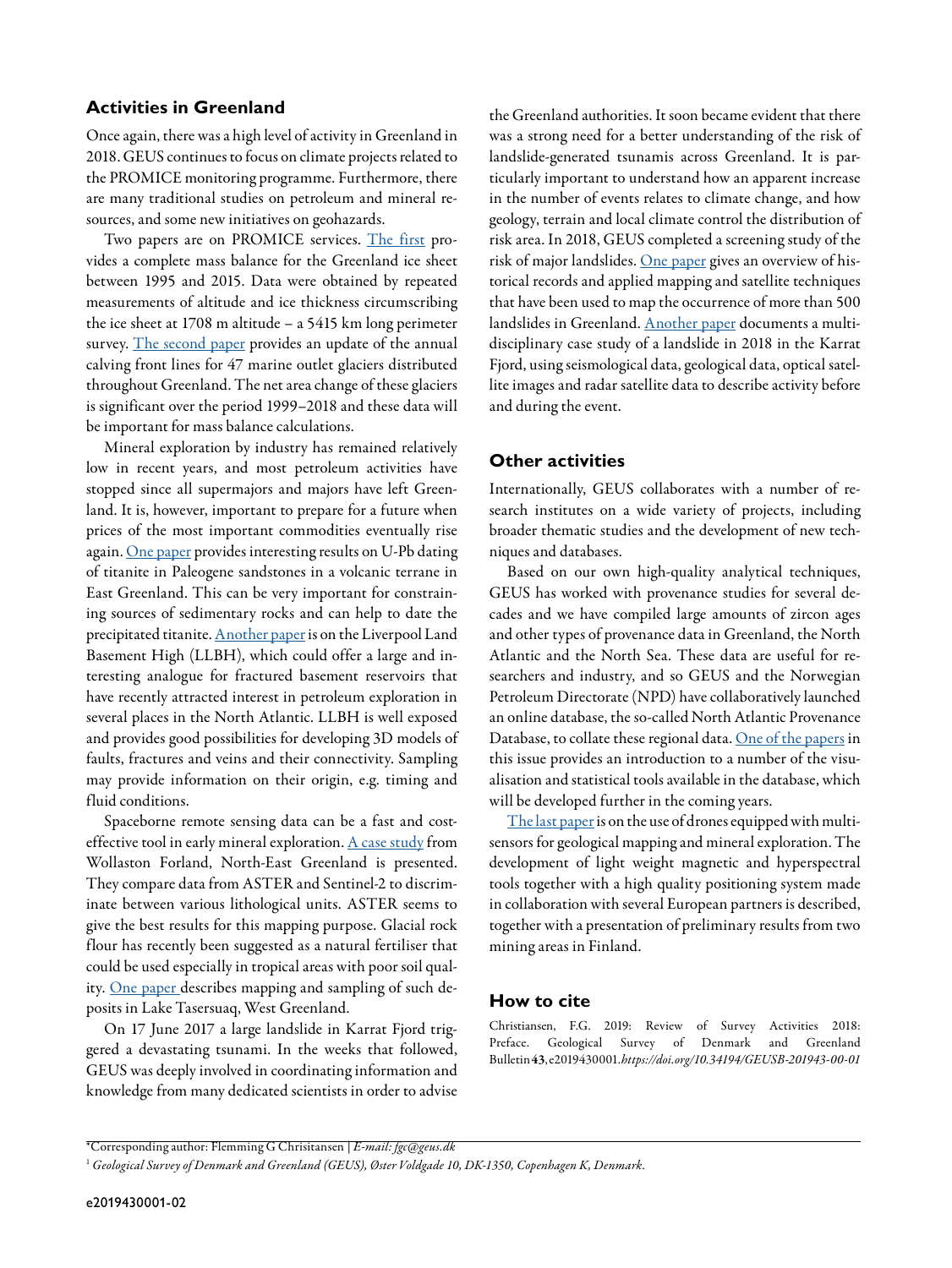## Activities in Greenland

Once again, there was a high level of activity in Greenland in 2018. GEUS continues to focus on climate projects related to the PROMICE monitoring programme. Furthermore, there are many traditional studies on petroleum and mineral resources, and some new initiatives on geohazards.

Two papers are on PROMICE services. The first provides a complete mass balance for the Greenland ice sheet between 1995 and 2015. Data were obtained by repeated measurements of altitude and ice thickness circumscribing the ice sheet at 1708 m altitude – a 5415 km long perimeter survey. The second paper provides an update of the annual calving front lines for 47 marine outlet glaciers distributed throughout Greenland. The net area change of these glaciers is significant over the period 1999–2018 and these data will be important for mass balance calculations.

Mineral exploration by industry has remained relatively low in recent years, and most petroleum activities have stopped since all supermajors and majors have left Greenland. It is, however, important to prepare for a future when prices of the most important commodities eventually rise again. One paper provides interesting results on U-Pb dating of titanite in Paleogene sandstones in a volcanic terrane in East Greenland. This can be very important for constraining sources of sedimentary rocks and can help to date the precipitated titanite. Another paper is on the Liverpool Land Basement High (LLBH), which could offer a large and interesting analogue for fractured basement reservoirs that have recently attracted interest in petroleum exploration in several places in the North Atlantic. LLBH is well exposed and provides good possibilities for developing 3D models of faults, fractures and veins and their connectivity. Sampling may provide information on their origin, e.g. timing and fluid conditions.

Spaceborne remote sensing data can be a fast and cost-effective tool in early mineral exploration. A case study from Wollaston Forland, North-East Greenland is presented. They compare data from ASTER and Sentinel-2 to discriminate between various lithological units. ASTER seems to give the best results for this mapping purpose. Glacial rock flour has recently been suggested as a natural fertiliser that could be used especially in tropical areas with poor soil quality. One paper describes mapping and sampling of such deposits in Lake Tasersuaq, West Greenland.

On 17 June 2017 a large landslide in Karrat Fjord triggered a devastating tsunami. In the weeks that followed, GEUS was deeply involved in coordinating information and knowledge from many dedicated scientists in order to advise the Greenland authorities. It soon became evident that there was a strong need for a better understanding of the risk of landslide-generated tsunamis across Greenland. It is particularly important to understand how an apparent increase in the number of events relates to climate change, and how geology, terrain and local climate control the distribution of risk area. In 2018, GEUS completed a screening study of the risk of major landslides. One paper gives an overview of historical records and applied mapping and satellite techniques that have been used to map the occurrence of more than 500 landslides in Greenland. Another paper documents a multidisciplinary case study of a landslide in 2018 in the Karrat Fjord, using seismological data, geological data, optical satellite images and radar satellite data to describe activity before and during the event.

## Other activities

Internationally, GEUS collaborates with a number of research institutes on a wide variety of projects, including broader thematic studies and the development of new techniques and databases.

Based on our own high-quality analytical techniques, GEUS has worked with provenance studies for several decades and we have compiled large amounts of zircon ages and other types of provenance data in Greenland, the North Atlantic and the North Sea. These data are useful for researchers and industry, and so GEUS and the Norwegian Petroleum Directorate (NPD) have collaboratively launched an online database, the so-called North Atlantic Provenance Database, to collate these regional data. One of the papers in this issue provides an introduction to a number of the visualisation and statistical tools available in the database, which will be developed further in the coming years.

The last paper is on the use of drones equipped with multi-sensors for geological mapping and mineral exploration. The development of light weight magnetic and hyperspectral tools together with a high quality positioning system made in collaboration with several European partners is described, together with a presentation of preliminary results from two mining areas in Finland.

## How to cite

Christiansen, F.G. 2019: Review of Survey Activities 2018: Preface. Geological Survey of Denmark and Greenland Bulletin **43**, e2019430001. *https://doi.org/10.34194/GEUSB-201943-00-01*

*Corresponding author: Flemming G Chrisitansen | *E-mail: fgc@geus.dk*

[1] *Geological Survey of Denmark and Greenland (GEUS), Øster Voldgade 10, DK-1350, Copenhagen K, Denmark.*